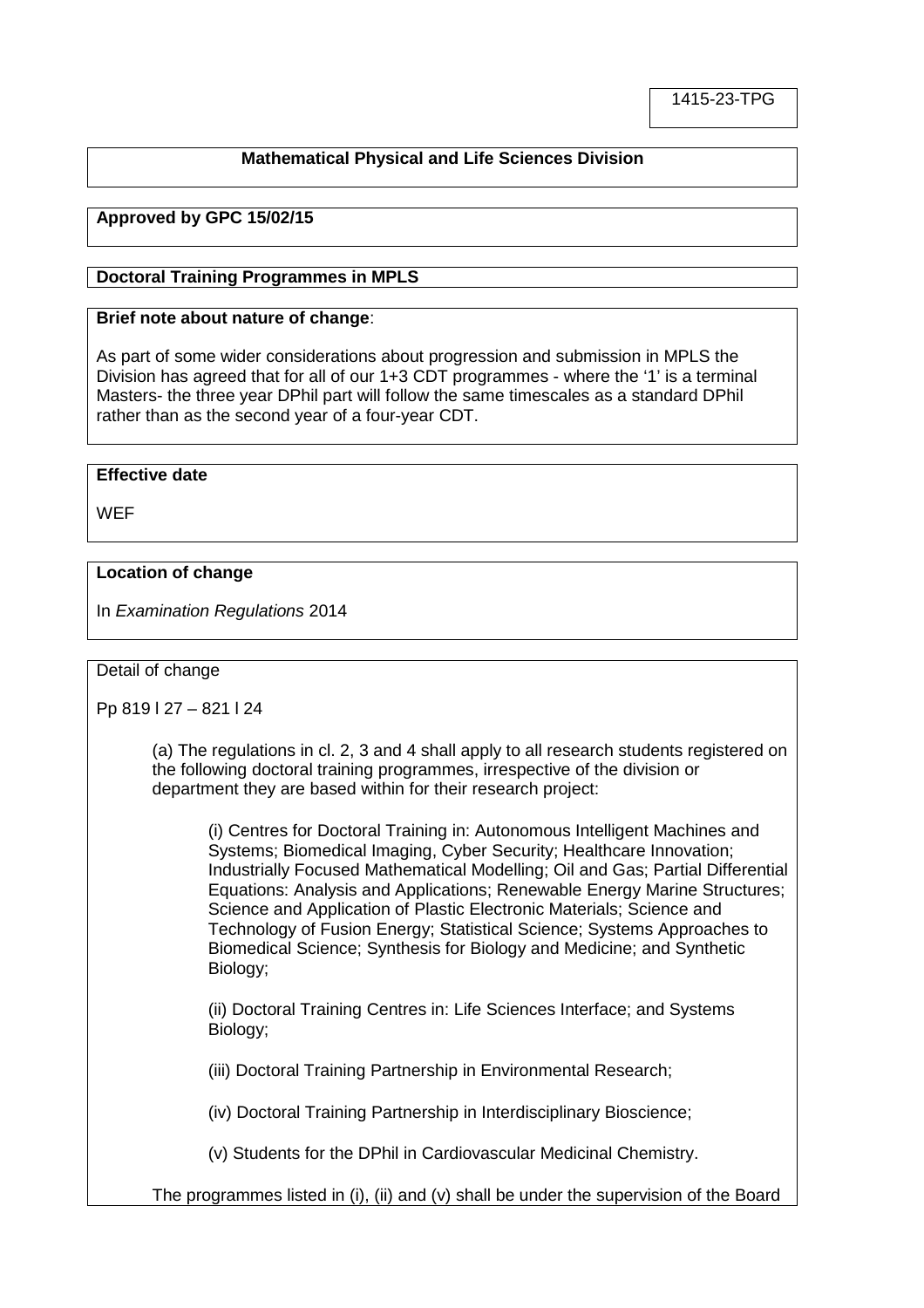1415-23-TPG

**Mathematical Physical and Life Sciences Division**

**Approved by GPC 15/02/15**

**Doctoral Training Programmes in MPLS**

**Brief note about nature of change**:

As part of some wider considerations about progression and submission in MPLS the Division has agreed that for all of our 1+3 CDT programmes - where the '1' is a terminal Masters- the three year DPhil part will follow the same timescales as a standard DPhil rather than as the second year of a four-year CDT.

**Effective date**

WEF

**Location of change**

In *Examination Regulations* 2014

Detail of change

Pp 819 l 27 – 821 l 24

(a) The regulations in cl. 2, 3 and 4 shall apply to all research students registered on the following doctoral training programmes, irrespective of the division or department they are based within for their research project:

(i) Centres for Doctoral Training in: Autonomous Intelligent Machines and Systems; Biomedical Imaging, Cyber Security; Healthcare Innovation; Industrially Focused Mathematical Modelling; Oil and Gas; Partial Differential Equations: Analysis and Applications; Renewable Energy Marine Structures; Science and Application of Plastic Electronic Materials; Science and Technology of Fusion Energy; Statistical Science; Systems Approaches to Biomedical Science; Synthesis for Biology and Medicine; and Synthetic Biology;

(ii) Doctoral Training Centres in: Life Sciences Interface; and Systems Biology;

(iii) Doctoral Training Partnership in Environmental Research;

(iv) Doctoral Training Partnership in Interdisciplinary Bioscience;

(v) Students for the DPhil in Cardiovascular Medicinal Chemistry.

The programmes listed in (i), (ii) and (v) shall be under the supervision of the Board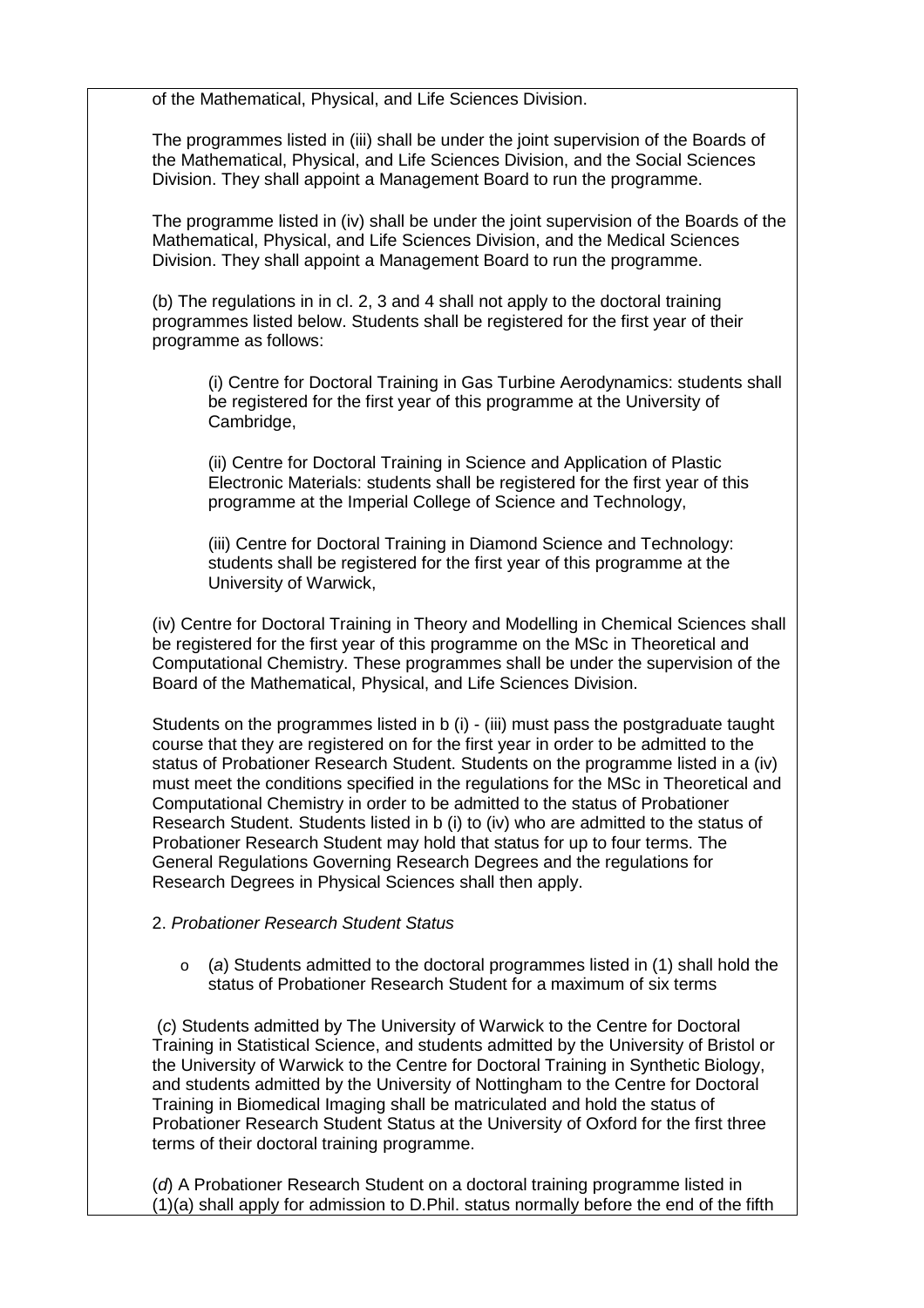of the Mathematical, Physical, and Life Sciences Division.

The programmes listed in (iii) shall be under the joint supervision of the Boards of the Mathematical, Physical, and Life Sciences Division, and the Social Sciences Division. They shall appoint a Management Board to run the programme.

The programme listed in (iv) shall be under the joint supervision of the Boards of the Mathematical, Physical, and Life Sciences Division, and the Medical Sciences Division. They shall appoint a Management Board to run the programme.

(b) The regulations in in cl. 2, 3 and 4 shall not apply to the doctoral training programmes listed below. Students shall be registered for the first year of their programme as follows:

> (i) Centre for Doctoral Training in Gas Turbine Aerodynamics: students shall be registered for the first year of this programme at the University of Cambridge,
>
> (ii) Centre for Doctoral Training in Science and Application of Plastic Electronic Materials: students shall be registered for the first year of this programme at the Imperial College of Science and Technology,
>
> (iii) Centre for Doctoral Training in Diamond Science and Technology: students shall be registered for the first year of this programme at the University of Warwick,

(iv) Centre for Doctoral Training in Theory and Modelling in Chemical Sciences shall be registered for the first year of this programme on the MSc in Theoretical and Computational Chemistry. These programmes shall be under the supervision of the Board of the Mathematical, Physical, and Life Sciences Division.

Students on the programmes listed in b (i) - (iii) must pass the postgraduate taught course that they are registered on for the first year in order to be admitted to the status of Probationer Research Student. Students on the programme listed in a (iv) must meet the conditions specified in the regulations for the MSc in Theoretical and Computational Chemistry in order to be admitted to the status of Probationer Research Student. Students listed in b (i) to (iv) who are admitted to the status of Probationer Research Student may hold that status for up to four terms. The General Regulations Governing Research Degrees and the regulations for Research Degrees in Physical Sciences shall then apply.

2. *Probationer Research Student Status*

- (*a*) Students admitted to the doctoral programmes listed in (1) shall hold the status of Probationer Research Student for a maximum of six terms

(*c*) Students admitted by The University of Warwick to the Centre for Doctoral Training in Statistical Science, and students admitted by the University of Bristol or the University of Warwick to the Centre for Doctoral Training in Synthetic Biology, and students admitted by the University of Nottingham to the Centre for Doctoral Training in Biomedical Imaging shall be matriculated and hold the status of Probationer Research Student Status at the University of Oxford for the first three terms of their doctoral training programme.

(*d*) A Probationer Research Student on a doctoral training programme listed in (1)(a) shall apply for admission to D.Phil. status normally before the end of the fifth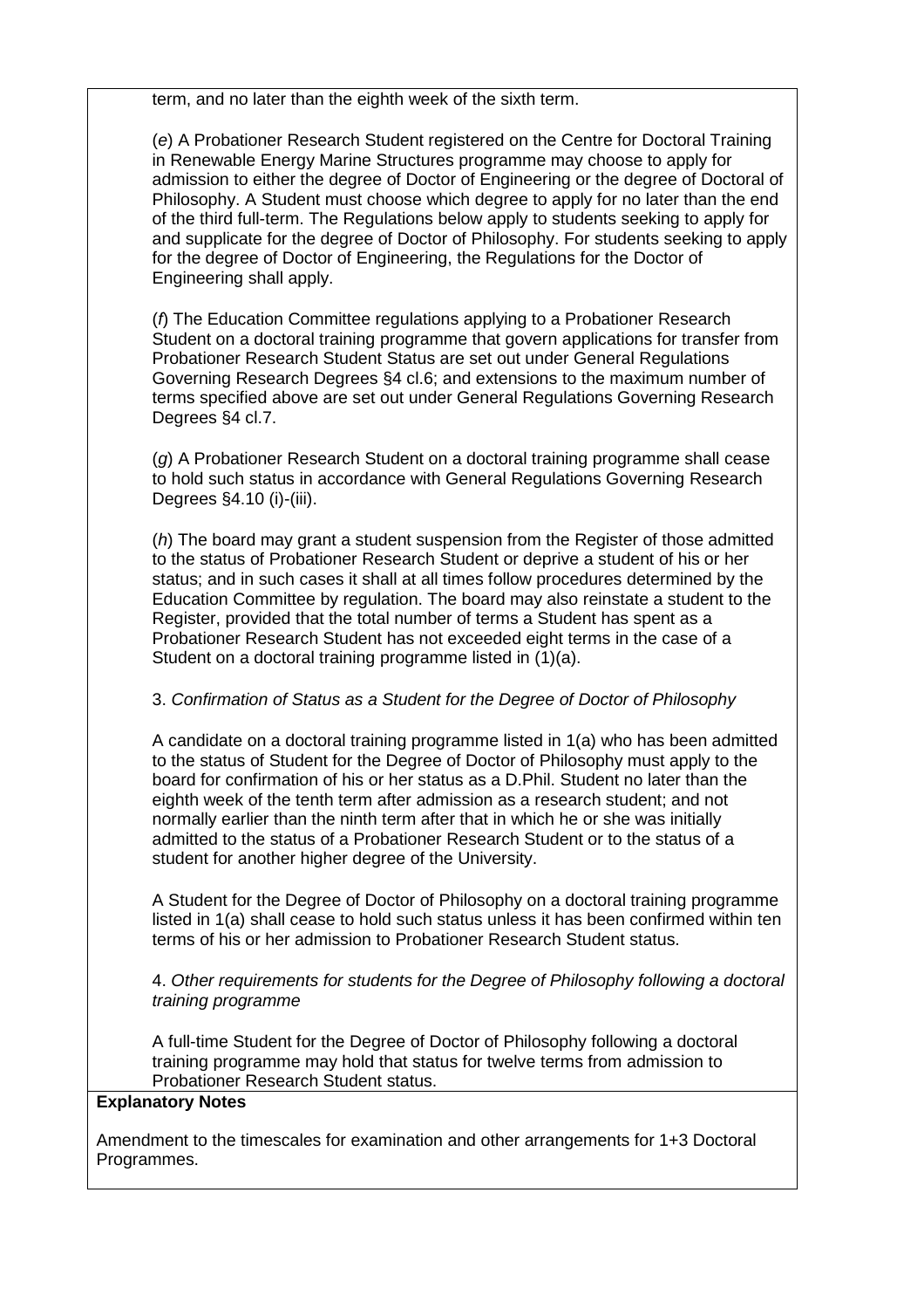term, and no later than the eighth week of the sixth term.

(*e*) A Probationer Research Student registered on the Centre for Doctoral Training in Renewable Energy Marine Structures programme may choose to apply for admission to either the degree of Doctor of Engineering or the degree of Doctoral of Philosophy. A Student must choose which degree to apply for no later than the end of the third full-term. The Regulations below apply to students seeking to apply for and supplicate for the degree of Doctor of Philosophy. For students seeking to apply for the degree of Doctor of Engineering, the Regulations for the Doctor of Engineering shall apply.

(*f*) The Education Committee regulations applying to a Probationer Research Student on a doctoral training programme that govern applications for transfer from Probationer Research Student Status are set out under General Regulations Governing Research Degrees §4 cl.6; and extensions to the maximum number of terms specified above are set out under General Regulations Governing Research Degrees §4 cl.7.

(*g*) A Probationer Research Student on a doctoral training programme shall cease to hold such status in accordance with General Regulations Governing Research Degrees §4.10 (i)-(iii).

(*h*) The board may grant a student suspension from the Register of those admitted to the status of Probationer Research Student or deprive a student of his or her status; and in such cases it shall at all times follow procedures determined by the Education Committee by regulation. The board may also reinstate a student to the Register, provided that the total number of terms a Student has spent as a Probationer Research Student has not exceeded eight terms in the case of a Student on a doctoral training programme listed in (1)(a).

3. *Confirmation of Status as a Student for the Degree of Doctor of Philosophy*

A candidate on a doctoral training programme listed in 1(a) who has been admitted to the status of Student for the Degree of Doctor of Philosophy must apply to the board for confirmation of his or her status as a D.Phil. Student no later than the eighth week of the tenth term after admission as a research student; and not normally earlier than the ninth term after that in which he or she was initially admitted to the status of a Probationer Research Student or to the status of a student for another higher degree of the University.

A Student for the Degree of Doctor of Philosophy on a doctoral training programme listed in 1(a) shall cease to hold such status unless it has been confirmed within ten terms of his or her admission to Probationer Research Student status.

4. *Other requirements for students for the Degree of Philosophy following a doctoral training programme*

A full-time Student for the Degree of Doctor of Philosophy following a doctoral training programme may hold that status for twelve terms from admission to Probationer Research Student status.

**Explanatory Notes**

Amendment to the timescales for examination and other arrangements for 1+3 Doctoral Programmes.